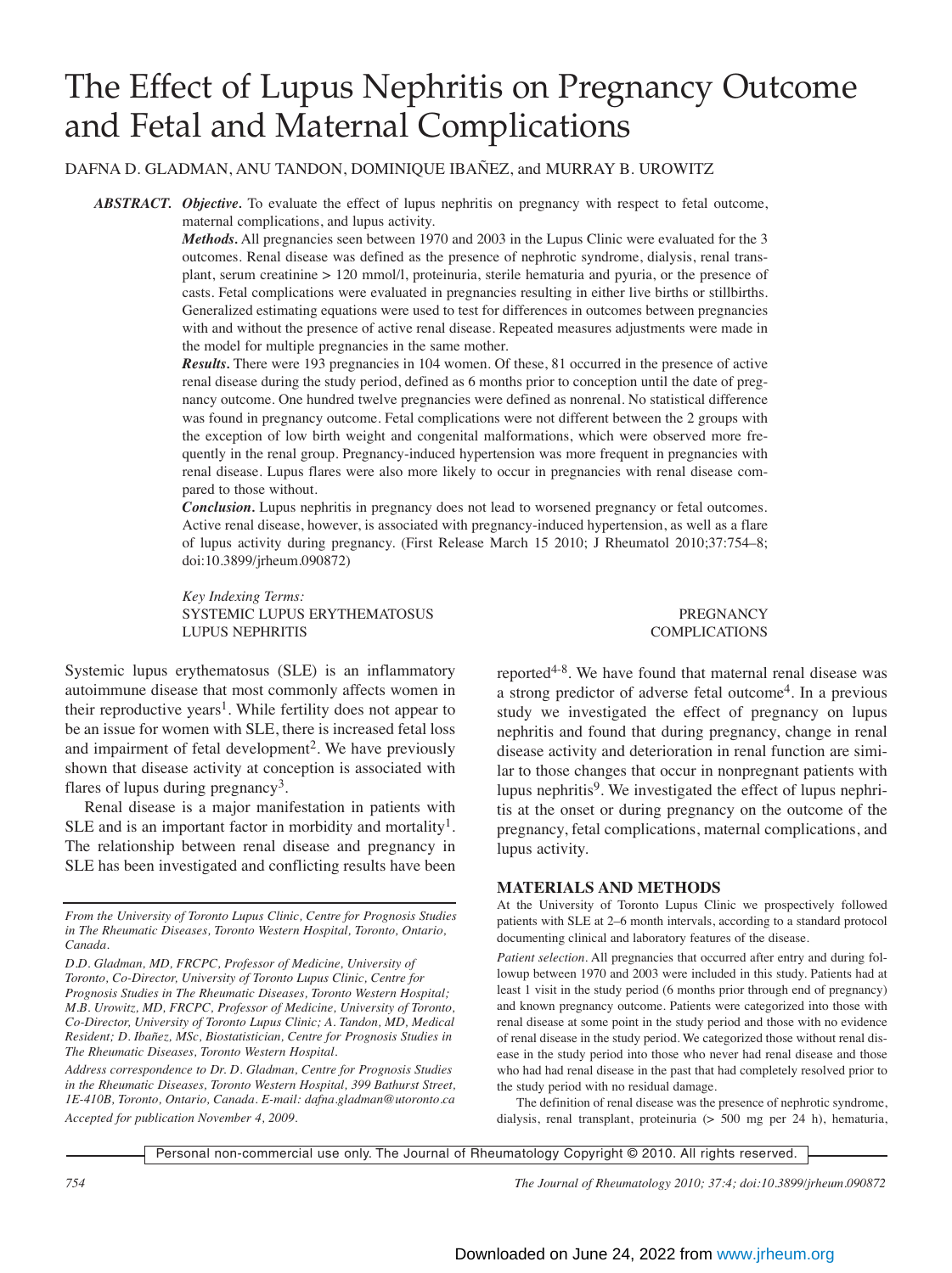# The Effect of Lupus Nephritis on Pregnancy Outcome and Fetal and Maternal Complications

DAFNA D. GLADMAN, ANU TANDON, DOMINIQUE IBAÑEZ, and MURRAY B. UROWITZ

***ABSTRACT.*** ***Objective.*** To evaluate the effect of lupus nephritis on pregnancy with respect to fetal outcome, maternal complications, and lupus activity.

***Methods.*** All pregnancies seen between 1970 and 2003 in the Lupus Clinic were evaluated for the 3 outcomes. Renal disease was defined as the presence of nephrotic syndrome, dialysis, renal transplant, serum creatinine > 120 mmol/l, proteinuria, sterile hematuria and pyuria, or the presence of casts. Fetal complications were evaluated in pregnancies resulting in either live births or stillbirths. Generalized estimating equations were used to test for differences in outcomes between pregnancies with and without the presence of active renal disease. Repeated measures adjustments were made in the model for multiple pregnancies in the same mother.

***Results.*** There were 193 pregnancies in 104 women. Of these, 81 occurred in the presence of active renal disease during the study period, defined as 6 months prior to conception until the date of pregnancy outcome. One hundred twelve pregnancies were defined as nonrenal. No statistical difference was found in pregnancy outcome. Fetal complications were not different between the 2 groups with the exception of low birth weight and congenital malformations, which were observed more frequently in the renal group. Pregnancy-induced hypertension was more frequent in pregnancies with renal disease. Lupus flares were also more likely to occur in pregnancies with renal disease compared to those without.

***Conclusion.*** Lupus nephritis in pregnancy does not lead to worsened pregnancy or fetal outcomes. Active renal disease, however, is associated with pregnancy-induced hypertension, as well as a flare of lupus activity during pregnancy. (First Release March 15 2010; J Rheumatol 2010;37:754–8; doi:10.3899/jrheum.090872)

*Key Indexing Terms:*
SYSTEMIC LUPUS ERYTHEMATOSUS
LUPUS NEPHRITIS
PREGNANCY
COMPLICATIONS

Systemic lupus erythematosus (SLE) is an inflammatory autoimmune disease that most commonly affects women in their reproductive years[1]. While fertility does not appear to be an issue for women with SLE, there is increased fetal loss and impairment of fetal development[2]. We have previously shown that disease activity at conception is associated with flares of lupus during pregnancy[3].

Renal disease is a major manifestation in patients with SLE and is an important factor in morbidity and mortality[1]. The relationship between renal disease and pregnancy in SLE has been investigated and conflicting results have been reported[4-8]. We have found that maternal renal disease was a strong predictor of adverse fetal outcome[4]. In a previous study we investigated the effect of pregnancy on lupus nephritis and found that during pregnancy, change in renal disease activity and deterioration in renal function are similar to those changes that occur in nonpregnant patients with lupus nephritis[9]. We investigated the effect of lupus nephritis at the onset or during pregnancy on the outcome of the pregnancy, fetal complications, maternal complications, and lupus activity.

*From the University of Toronto Lupus Clinic, Centre for Prognosis Studies in The Rheumatic Diseases, Toronto Western Hospital, Toronto, Ontario, Canada.*

*D.D. Gladman, MD, FRCPC, Professor of Medicine, University of Toronto, Co-Director, University of Toronto Lupus Clinic, Centre for Prognosis Studies in The Rheumatic Diseases, Toronto Western Hospital; M.B. Urowitz, MD, FRCPC, Professor of Medicine, University of Toronto, Co-Director, University of Toronto Lupus Clinic; A. Tandon, MD, Medical Resident; D. Ibañez, MSc, Biostatistician, Centre for Prognosis Studies in The Rheumatic Diseases, Toronto Western Hospital.*

*Address correspondence to Dr. D. Gladman, Centre for Prognosis Studies in the Rheumatic Diseases, Toronto Western Hospital, 399 Bathurst Street, 1E-410B, Toronto, Ontario, Canada. E-mail: dafna.gladman@utoronto.ca*

*Accepted for publication November 4, 2009.*

## MATERIALS AND METHODS

At the University of Toronto Lupus Clinic we prospectively followed patients with SLE at 2–6 month intervals, according to a standard protocol documenting clinical and laboratory features of the disease.

*Patient selection.* All pregnancies that occurred after entry and during followup between 1970 and 2003 were included in this study. Patients had at least 1 visit in the study period (6 months prior through end of pregnancy) and known pregnancy outcome. Patients were categorized into those with renal disease at some point in the study period and those with no evidence of renal disease in the study period. We categorized those without renal disease in the study period into those who never had renal disease and those who had had renal disease in the past that had completely resolved prior to the study period with no residual damage.

The definition of renal disease was the presence of nephrotic syndrome, dialysis, renal transplant, proteinuria (> 500 mg per 24 h), hematuria,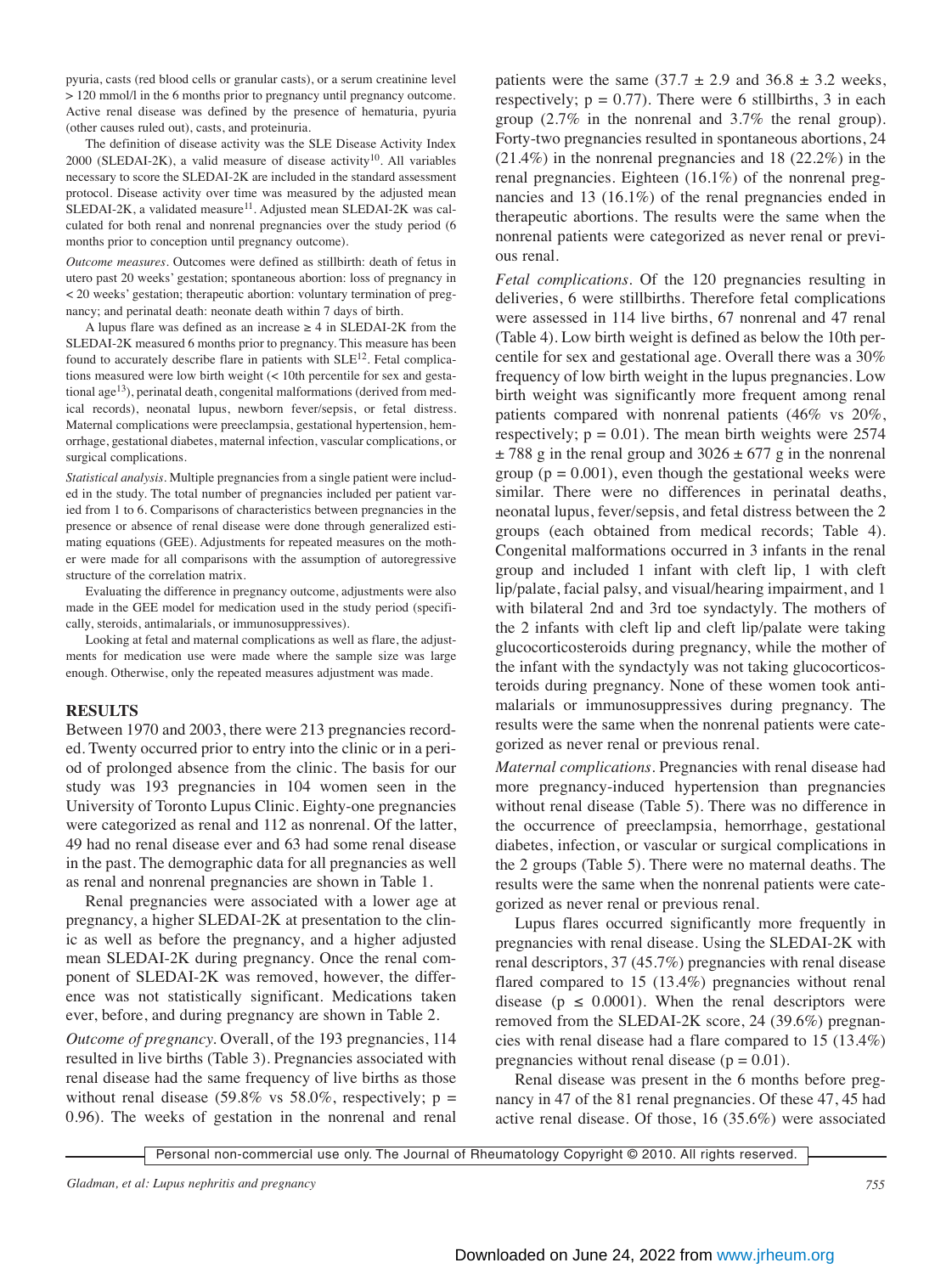pyuria, casts (red blood cells or granular casts), or a serum creatinine level > 120 mmol/l in the 6 months prior to pregnancy until pregnancy outcome. Active renal disease was defined by the presence of hematuria, pyuria (other causes ruled out), casts, and proteinuria.

The definition of disease activity was the SLE Disease Activity Index 2000 (SLEDAI-2K), a valid measure of disease activity[10]. All variables necessary to score the SLEDAI-2K are included in the standard assessment protocol. Disease activity over time was measured by the adjusted mean SLEDAI-2K, a validated measure[11]. Adjusted mean SLEDAI-2K was calculated for both renal and nonrenal pregnancies over the study period (6 months prior to conception until pregnancy outcome).

*Outcome measures.* Outcomes were defined as stillbirth: death of fetus in utero past 20 weeks' gestation; spontaneous abortion: loss of pregnancy in < 20 weeks' gestation; therapeutic abortion: voluntary termination of pregnancy; and perinatal death: neonate death within 7 days of birth.

A lupus flare was defined as an increase ≥ 4 in SLEDAI-2K from the SLEDAI-2K measured 6 months prior to pregnancy. This measure has been found to accurately describe flare in patients with SLE[12]. Fetal complications measured were low birth weight (< 10th percentile for sex and gestational age[13]), perinatal death, congenital malformations (derived from medical records), neonatal lupus, newborn fever/sepsis, or fetal distress. Maternal complications were preeclampsia, gestational hypertension, hemorrhage, gestational diabetes, maternal infection, vascular complications, or surgical complications.

*Statistical analysis.* Multiple pregnancies from a single patient were included in the study. The total number of pregnancies included per patient varied from 1 to 6. Comparisons of characteristics between pregnancies in the presence or absence of renal disease were done through generalized estimating equations (GEE). Adjustments for repeated measures on the mother were made for all comparisons with the assumption of autoregressive structure of the correlation matrix.

Evaluating the difference in pregnancy outcome, adjustments were also made in the GEE model for medication used in the study period (specifically, steroids, antimalarials, or immunosuppressives).

Looking at fetal and maternal complications as well as flare, the adjustments for medication use were made where the sample size was large enough. Otherwise, only the repeated measures adjustment was made.

## RESULTS

Between 1970 and 2003, there were 213 pregnancies recorded. Twenty occurred prior to entry into the clinic or in a period of prolonged absence from the clinic. The basis for our study was 193 pregnancies in 104 women seen in the University of Toronto Lupus Clinic. Eighty-one pregnancies were categorized as renal and 112 as nonrenal. Of the latter, 49 had no renal disease ever and 63 had some renal disease in the past. The demographic data for all pregnancies as well as renal and nonrenal pregnancies are shown in Table 1.

Renal pregnancies were associated with a lower age at pregnancy, a higher SLEDAI-2K at presentation to the clinic as well as before the pregnancy, and a higher adjusted mean SLEDAI-2K during pregnancy. Once the renal component of SLEDAI-2K was removed, however, the difference was not statistically significant. Medications taken ever, before, and during pregnancy are shown in Table 2.

*Outcome of pregnancy.* Overall, of the 193 pregnancies, 114 resulted in live births (Table 3). Pregnancies associated with renal disease had the same frequency of live births as those without renal disease (59.8% vs 58.0%, respectively; p = 0.96). The weeks of gestation in the nonrenal and renal patients were the same (37.7 ± 2.9 and 36.8 ± 3.2 weeks, respectively; p = 0.77). There were 6 stillbirths, 3 in each group (2.7% in the nonrenal and 3.7% the renal group). Forty-two pregnancies resulted in spontaneous abortions, 24 (21.4%) in the nonrenal pregnancies and 18 (22.2%) in the renal pregnancies. Eighteen (16.1%) of the nonrenal pregnancies and 13 (16.1%) of the renal pregnancies ended in therapeutic abortions. The results were the same when the nonrenal patients were categorized as never renal or previous renal.

*Fetal complications.* Of the 120 pregnancies resulting in deliveries, 6 were stillbirths. Therefore fetal complications were assessed in 114 live births, 67 nonrenal and 47 renal (Table 4). Low birth weight is defined as below the 10th percentile for sex and gestational age. Overall there was a 30% frequency of low birth weight in the lupus pregnancies. Low birth weight was significantly more frequent among renal patients compared with nonrenal patients (46% vs 20%, respectively; p = 0.01). The mean birth weights were 2574 ± 788 g in the renal group and 3026 ± 677 g in the nonrenal group (p = 0.001), even though the gestational weeks were similar. There were no differences in perinatal deaths, neonatal lupus, fever/sepsis, and fetal distress between the 2 groups (each obtained from medical records; Table 4). Congenital malformations occurred in 3 infants in the renal group and included 1 infant with cleft lip, 1 with cleft lip/palate, facial palsy, and visual/hearing impairment, and 1 with bilateral 2nd and 3rd toe syndactyly. The mothers of the 2 infants with cleft lip and cleft lip/palate were taking glucocorticosteroids during pregnancy, while the mother of the infant with the syndactyly was not taking glucocorticosteroids during pregnancy. None of these women took antimalarials or immunosuppressives during pregnancy. The results were the same when the nonrenal patients were categorized as never renal or previous renal.

*Maternal complications.* Pregnancies with renal disease had more pregnancy-induced hypertension than pregnancies without renal disease (Table 5). There was no difference in the occurrence of preeclampsia, hemorrhage, gestational diabetes, infection, or vascular or surgical complications in the 2 groups (Table 5). There were no maternal deaths. The results were the same when the nonrenal patients were categorized as never renal or previous renal.

Lupus flares occurred significantly more frequently in pregnancies with renal disease. Using the SLEDAI-2K with renal descriptors, 37 (45.7%) pregnancies with renal disease flared compared to 15 (13.4%) pregnancies without renal disease (p ≤ 0.0001). When the renal descriptors were removed from the SLEDAI-2K score, 24 (39.6%) pregnancies with renal disease had a flare compared to 15 (13.4%) pregnancies without renal disease (p = 0.01).

Renal disease was present in the 6 months before pregnancy in 47 of the 81 renal pregnancies. Of these 47, 45 had active renal disease. Of those, 16 (35.6%) were associated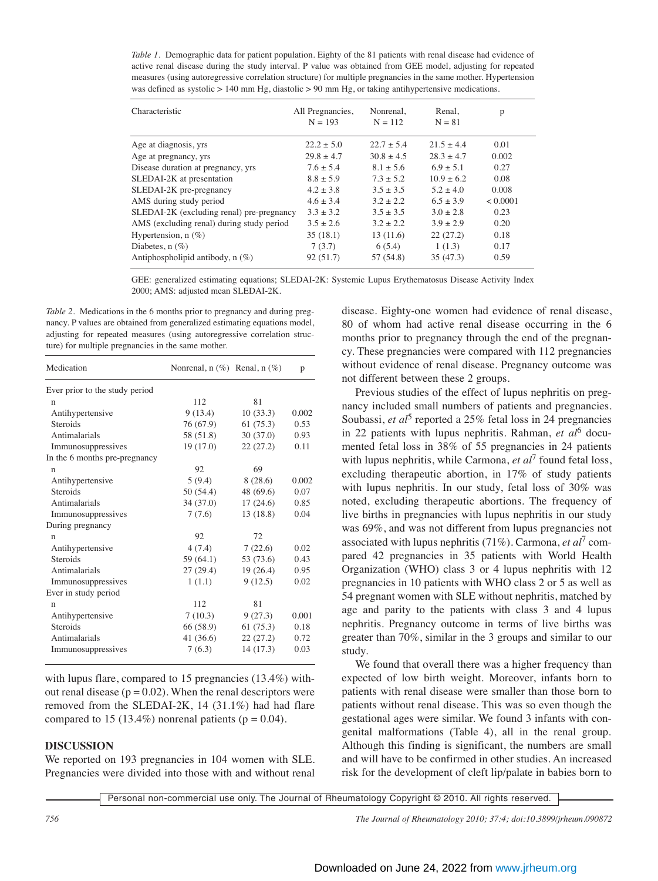*Table 1.* Demographic data for patient population. Eighty of the 81 patients with renal disease had evidence of active renal disease during the study interval. P value was obtained from GEE model, adjusting for repeated measures (using autoregressive correlation structure) for multiple pregnancies in the same mother. Hypertension was defined as systolic > 140 mm Hg, diastolic > 90 mm Hg, or taking antihypertensive medications.

| Characteristic | All Pregnancies, N = 193 | Nonrenal, N = 112 | Renal, N = 81 | p |
|---|---|---|---|---|
| Age at diagnosis, yrs | 22.2 ± 5.0 | 22.7 ± 5.4 | 21.5 ± 4.4 | 0.01 |
| Age at pregnancy, yrs | 29.8 ± 4.7 | 30.8 ± 4.5 | 28.3 ± 4.7 | 0.002 |
| Disease duration at pregnancy, yrs | 7.6 ± 5.4 | 8.1 ± 5.6 | 6.9 ± 5.1 | 0.27 |
| SLEDAI-2K at presentation | 8.8 ± 5.9 | 7.3 ± 5.2 | 10.9 ± 6.2 | 0.08 |
| SLEDAI-2K pre-pregnancy | 4.2 ± 3.8 | 3.5 ± 3.5 | 5.2 ± 4.0 | 0.008 |
| AMS during study period | 4.6 ± 3.4 | 3.2 ± 2.2 | 6.5 ± 3.9 | < 0.0001 |
| SLEDAI-2K (excluding renal) pre-pregnancy | 3.3 ± 3.2 | 3.5 ± 3.5 | 3.0 ± 2.8 | 0.23 |
| AMS (excluding renal) during study period | 3.5 ± 2.6 | 3.2 ± 2.2 | 3.9 ± 2.9 | 0.20 |
| Hypertension, n (%) | 35 (18.1) | 13 (11.6) | 22 (27.2) | 0.18 |
| Diabetes, n (%) | 7 (3.7) | 6 (5.4) | 1 (1.3) | 0.17 |
| Antiphospholipid antibody, n (%) | 92 (51.7) | 57 (54.8) | 35 (47.3) | 0.59 |

GEE: generalized estimating equations; SLEDAI-2K: Systemic Lupus Erythematosus Disease Activity Index 2000; AMS: adjusted mean SLEDAI-2K.

*Table 2.* Medications in the 6 months prior to pregnancy and during pregnancy. P values are obtained from generalized estimating equations model, adjusting for repeated measures (using autoregressive correlation structure) for multiple pregnancies in the same mother.

| Medication | Nonrenal, n (%) | Renal, n (%) | p |
|---|---|---|---|
| Ever prior to the study period | | | |
| n | 112 | 81 | |
| Antihypertensive | 9 (13.4) | 10 (33.3) | 0.002 |
| Steroids | 76 (67.9) | 61 (75.3) | 0.53 |
| Antimalarials | 58 (51.8) | 30 (37.0) | 0.93 |
| Immunosuppressives | 19 (17.0) | 22 (27.2) | 0.11 |
| In the 6 months pre-pregnancy | | | |
| n | 92 | 69 | |
| Antihypertensive | 5 (9.4) | 8 (28.6) | 0.002 |
| Steroids | 50 (54.4) | 48 (69.6) | 0.07 |
| Antimalarials | 34 (37.0) | 17 (24.6) | 0.85 |
| Immunosuppressives | 7 (7.6) | 13 (18.8) | 0.04 |
| During pregnancy | | | |
| n | 92 | 72 | |
| Antihypertensive | 4 (7.4) | 7 (22.6) | 0.02 |
| Steroids | 59 (64.1) | 53 (73.6) | 0.43 |
| Antimalarials | 27 (29.4) | 19 (26.4) | 0.95 |
| Immunosuppressives | 1 (1.1) | 9 (12.5) | 0.02 |
| Ever in study period | | | |
| n | 112 | 81 | |
| Antihypertensive | 7 (10.3) | 9 (27.3) | 0.001 |
| Steroids | 66 (58.9) | 61 (75.3) | 0.18 |
| Antimalarials | 41 (36.6) | 22 (27.2) | 0.72 |
| Immunosuppressives | 7 (6.3) | 14 (17.3) | 0.03 |

with lupus flare, compared to 15 pregnancies (13.4%) without renal disease (p = 0.02). When the renal descriptors were removed from the SLEDAI-2K, 14 (31.1%) had had flare compared to 15 (13.4%) nonrenal patients (p = 0.04).

## DISCUSSION

We reported on 193 pregnancies in 104 women with SLE. Pregnancies were divided into those with and without renal disease. Eighty-one women had evidence of renal disease, 80 of whom had active renal disease occurring in the 6 months prior to pregnancy through the end of the pregnancy. These pregnancies were compared with 112 pregnancies without evidence of renal disease. Pregnancy outcome was not different between these 2 groups.

Previous studies of the effect of lupus nephritis on pregnancy included small numbers of patients and pregnancies. Soubassi, *et al*[5] reported a 25% fetal loss in 24 pregnancies in 22 patients with lupus nephritis. Rahman, *et al*[6] documented fetal loss in 38% of 55 pregnancies in 24 patients with lupus nephritis, while Carmona, *et al*[7] found fetal loss, excluding therapeutic abortion, in 17% of study patients with lupus nephritis. In our study, fetal loss of 30% was noted, excluding therapeutic abortions. The frequency of live births in pregnancies with lupus nephritis in our study was 69%, and was not different from lupus pregnancies not associated with lupus nephritis (71%). Carmona, *et al*[7] compared 42 pregnancies in 35 patients with World Health Organization (WHO) class 3 or 4 lupus nephritis with 12 pregnancies in 10 patients with WHO class 2 or 5 as well as 54 pregnant women with SLE without nephritis, matched by age and parity to the patients with class 3 and 4 lupus nephritis. Pregnancy outcome in terms of live births was greater than 70%, similar in the 3 groups and similar to our study.

We found that overall there was a higher frequency than expected of low birth weight. Moreover, infants born to patients with renal disease were smaller than those born to patients without renal disease. This was so even though the gestational ages were similar. We found 3 infants with congenital malformations (Table 4), all in the renal group. Although this finding is significant, the numbers are small and will have to be confirmed in other studies. An increased risk for the development of cleft lip/palate in babies born to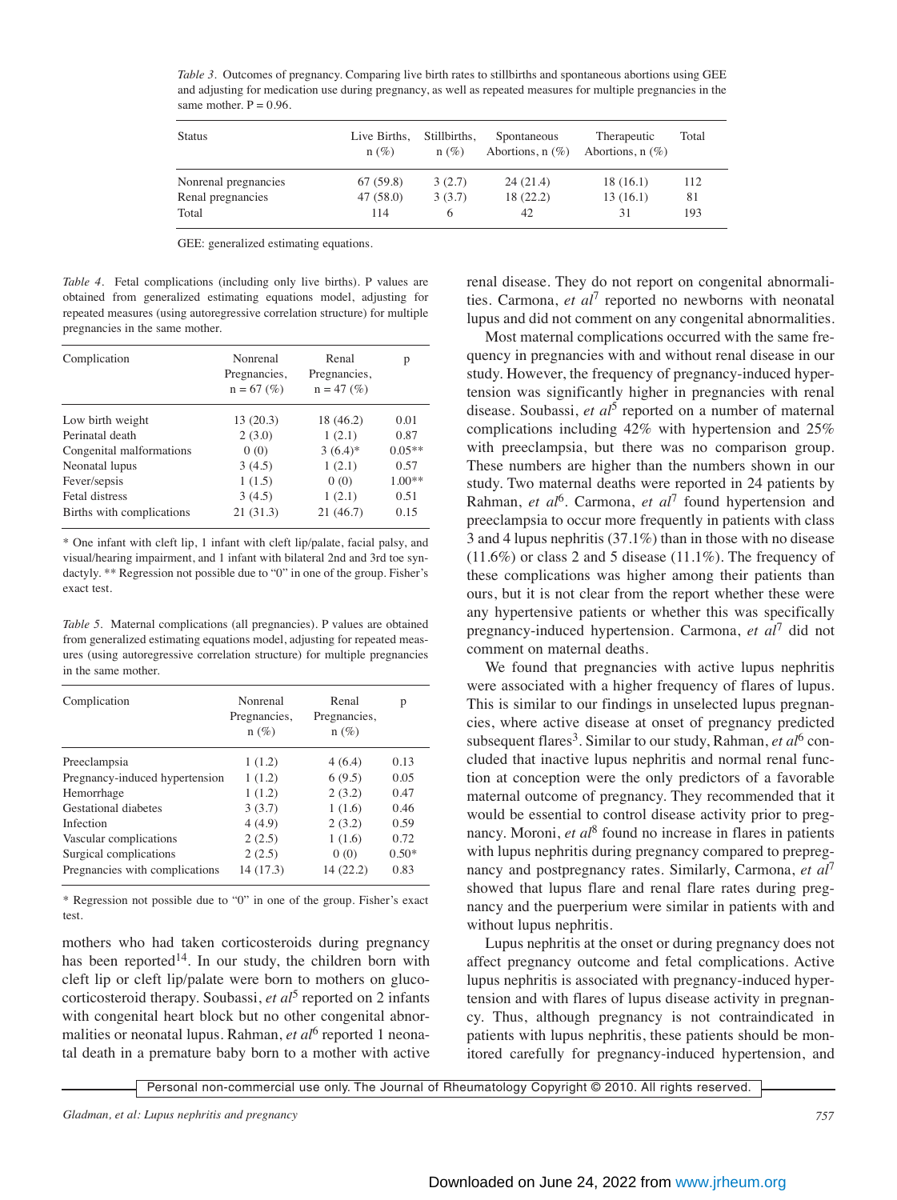*Table 3.* Outcomes of pregnancy. Comparing live birth rates to stillbirths and spontaneous abortions using GEE and adjusting for medication use during pregnancy, as well as repeated measures for multiple pregnancies in the same mother. P = 0.96.

| Status | Live Births, n (%) | Stillbirths, n (%) | Spontaneous Abortions, n (%) | Therapeutic Abortions, n (%) | Total |
|---|---|---|---|---|---|
| Nonrenal pregnancies | 67 (59.8) | 3 (2.7) | 24 (21.4) | 18 (16.1) | 112 |
| Renal pregnancies | 47 (58.0) | 3 (3.7) | 18 (22.2) | 13 (16.1) | 81 |
| Total | 114 | 6 | 42 | 31 | 193 |

GEE: generalized estimating equations.

*Table 4.* Fetal complications (including only live births). P values are obtained from generalized estimating equations model, adjusting for repeated measures (using autoregressive correlation structure) for multiple pregnancies in the same mother.

| Complication | Nonrenal Pregnancies, n = 67 (%) | Renal Pregnancies, n = 47 (%) | p |
|---|---|---|---|
| Low birth weight | 13 (20.3) | 18 (46.2) | 0.01 |
| Perinatal death | 2 (3.0) | 1 (2.1) | 0.87 |
| Congenital malformations | 0 (0) | 3 (6.4)* | 0.05** |
| Neonatal lupus | 3 (4.5) | 1 (2.1) | 0.57 |
| Fever/sepsis | 1 (1.5) | 0 (0) | 1.00** |
| Fetal distress | 3 (4.5) | 1 (2.1) | 0.51 |
| Births with complications | 21 (31.3) | 21 (46.7) | 0.15 |

\* One infant with cleft lip, 1 infant with cleft lip/palate, facial palsy, and visual/hearing impairment, and 1 infant with bilateral 2nd and 3rd toe syndactyly. ** Regression not possible due to "0" in one of the group. Fisher's exact test.

*Table 5.* Maternal complications (all pregnancies). P values are obtained from generalized estimating equations model, adjusting for repeated measures (using autoregressive correlation structure) for multiple pregnancies in the same mother.

| Complication | Nonrenal Pregnancies, n (%) | Renal Pregnancies, n (%) | p |
|---|---|---|---|
| Preeclampsia | 1 (1.2) | 4 (6.4) | 0.13 |
| Pregnancy-induced hypertension | 1 (1.2) | 6 (9.5) | 0.05 |
| Hemorrhage | 1 (1.2) | 2 (3.2) | 0.47 |
| Gestational diabetes | 3 (3.7) | 1 (1.6) | 0.46 |
| Infection | 4 (4.9) | 2 (3.2) | 0.59 |
| Vascular complications | 2 (2.5) | 1 (1.6) | 0.72 |
| Surgical complications | 2 (2.5) | 0 (0) | 0.50* |
| Pregnancies with complications | 14 (17.3) | 14 (22.2) | 0.83 |

\* Regression not possible due to "0" in one of the group. Fisher's exact test.

mothers who had taken corticosteroids during pregnancy has been reported[14]. In our study, the children born with cleft lip or cleft lip/palate were born to mothers on glucocorticosteroid therapy. Soubassi, *et al*[5] reported on 2 infants with congenital heart block but no other congenital abnormalities or neonatal lupus. Rahman, *et al*[6] reported 1 neonatal death in a premature baby born to a mother with active renal disease. They do not report on congenital abnormalities. Carmona, *et al*[7] reported no newborns with neonatal lupus and did not comment on any congenital abnormalities.

Most maternal complications occurred with the same frequency in pregnancies with and without renal disease in our study. However, the frequency of pregnancy-induced hypertension was significantly higher in pregnancies with renal disease. Soubassi, *et al*[5] reported on a number of maternal complications including 42% with hypertension and 25% with preeclampsia, but there was no comparison group. These numbers are higher than the numbers shown in our study. Two maternal deaths were reported in 24 patients by Rahman, *et al*[6]. Carmona, *et al*[7] found hypertension and preeclampsia to occur more frequently in patients with class 3 and 4 lupus nephritis (37.1%) than in those with no disease (11.6%) or class 2 and 5 disease (11.1%). The frequency of these complications was higher among their patients than ours, but it is not clear from the report whether these were any hypertensive patients or whether this was specifically pregnancy-induced hypertension. Carmona, *et al*[7] did not comment on maternal deaths.

We found that pregnancies with active lupus nephritis were associated with a higher frequency of flares of lupus. This is similar to our findings in unselected lupus pregnancies, where active disease at onset of pregnancy predicted subsequent flares[3]. Similar to our study, Rahman, *et al*[6] concluded that inactive lupus nephritis and normal renal function at conception were the only predictors of a favorable maternal outcome of pregnancy. They recommended that it would be essential to control disease activity prior to pregnancy. Moroni, *et al*[8] found no increase in flares in patients with lupus nephritis during pregnancy compared to prepregnancy and postpregnancy rates. Similarly, Carmona, *et al*[7] showed that lupus flare and renal flare rates during pregnancy and the puerperium were similar in patients with and without lupus nephritis.

Lupus nephritis at the onset or during pregnancy does not affect pregnancy outcome and fetal complications. Active lupus nephritis is associated with pregnancy-induced hypertension and with flares of lupus disease activity in pregnancy. Thus, although pregnancy is not contraindicated in patients with lupus nephritis, these patients should be monitored carefully for pregnancy-induced hypertension, and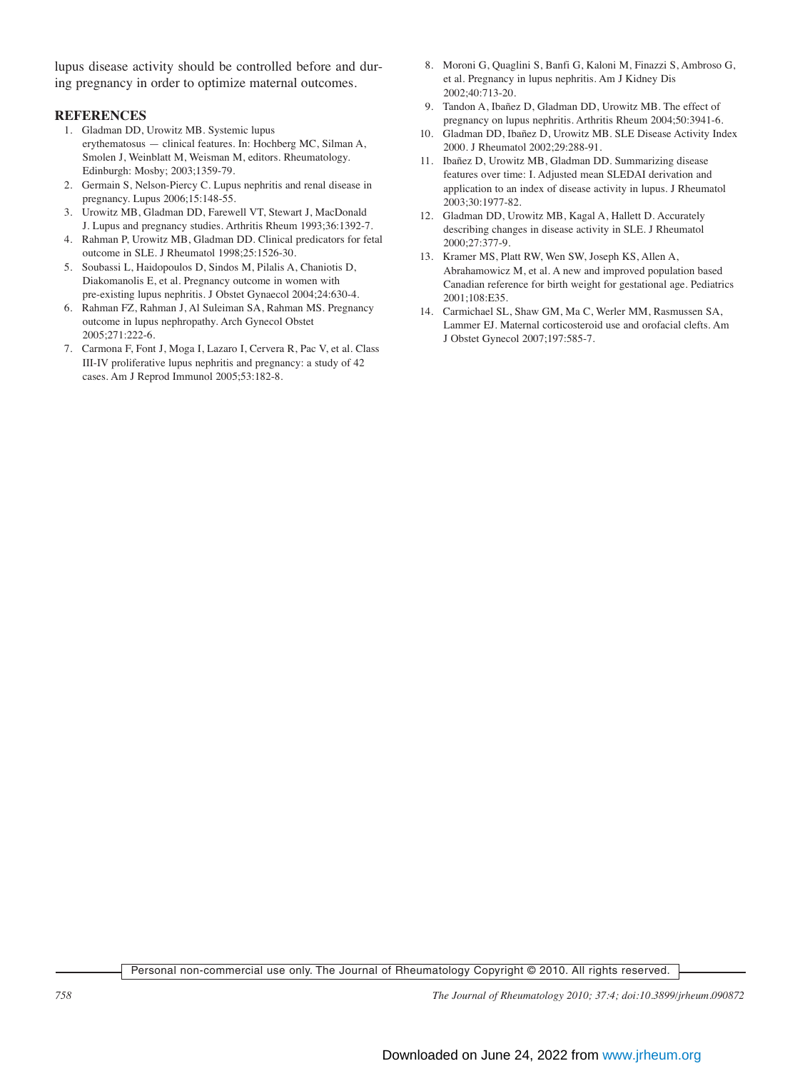lupus disease activity should be controlled before and during pregnancy in order to optimize maternal outcomes.

## REFERENCES

1. Gladman DD, Urowitz MB. Systemic lupus erythematosus — clinical features. In: Hochberg MC, Silman A, Smolen J, Weinblatt M, Weisman M, editors. Rheumatology. Edinburgh: Mosby; 2003;1359-79.
2. Germain S, Nelson-Piercy C. Lupus nephritis and renal disease in pregnancy. Lupus 2006;15:148-55.
3. Urowitz MB, Gladman DD, Farewell VT, Stewart J, MacDonald J. Lupus and pregnancy studies. Arthritis Rheum 1993;36:1392-7.
4. Rahman P, Urowitz MB, Gladman DD. Clinical predicators for fetal outcome in SLE. J Rheumatol 1998;25:1526-30.
5. Soubassi L, Haidopoulos D, Sindos M, Pilalis A, Chaniotis D, Diakomanolis E, et al. Pregnancy outcome in women with pre-existing lupus nephritis. J Obstet Gynaecol 2004;24:630-4.
6. Rahman FZ, Rahman J, Al Suleiman SA, Rahman MS. Pregnancy outcome in lupus nephropathy. Arch Gynecol Obstet 2005;271:222-6.
7. Carmona F, Font J, Moga I, Lazaro I, Cervera R, Pac V, et al. Class III-IV proliferative lupus nephritis and pregnancy: a study of 42 cases. Am J Reprod Immunol 2005;53:182-8.
8. Moroni G, Quaglini S, Banfi G, Kaloni M, Finazzi S, Ambroso G, et al. Pregnancy in lupus nephritis. Am J Kidney Dis 2002;40:713-20.
9. Tandon A, Ibañez D, Gladman DD, Urowitz MB. The effect of pregnancy on lupus nephritis. Arthritis Rheum 2004;50:3941-6.
10. Gladman DD, Ibañez D, Urowitz MB. SLE Disease Activity Index 2000. J Rheumatol 2002;29:288-91.
11. Ibañez D, Urowitz MB, Gladman DD. Summarizing disease features over time: I. Adjusted mean SLEDAI derivation and application to an index of disease activity in lupus. J Rheumatol 2003;30:1977-82.
12. Gladman DD, Urowitz MB, Kagal A, Hallett D. Accurately describing changes in disease activity in SLE. J Rheumatol 2000;27:377-9.
13. Kramer MS, Platt RW, Wen SW, Joseph KS, Allen A, Abrahamowicz M, et al. A new and improved population based Canadian reference for birth weight for gestational age. Pediatrics 2001;108:E35.
14. Carmichael SL, Shaw GM, Ma C, Werler MM, Rasmussen SA, Lammer EJ. Maternal corticosteroid use and orofacial clefts. Am J Obstet Gynecol 2007;197:585-7.